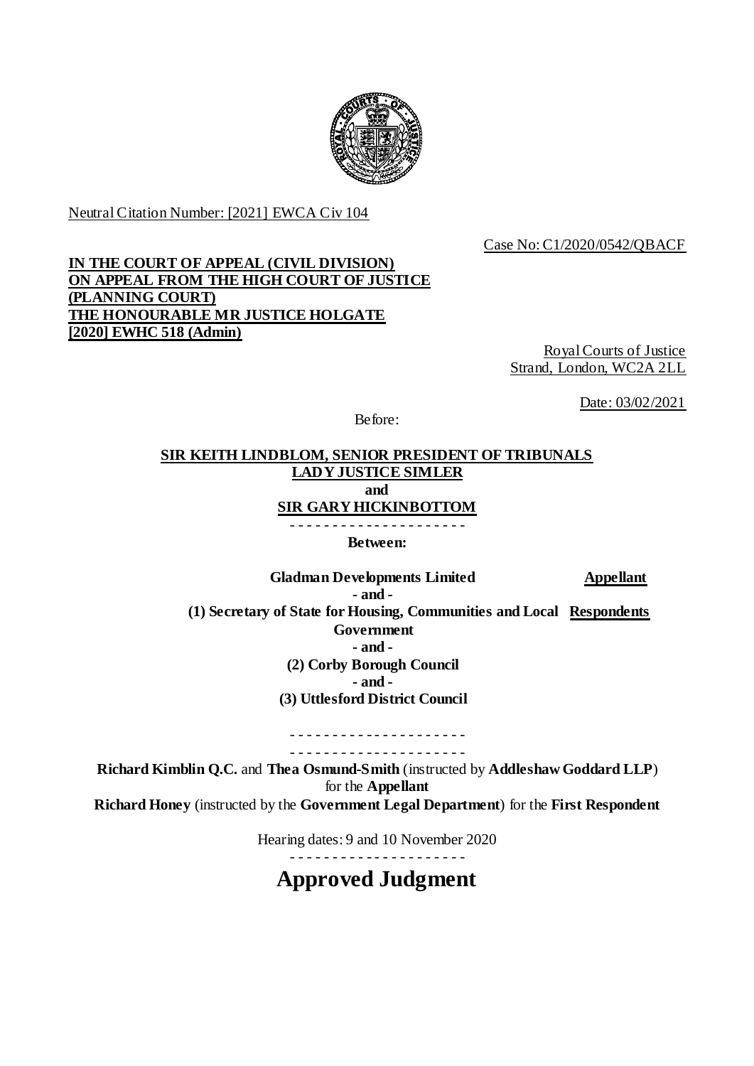Neutral Citation Number: [2021] EWCA Civ 104

Case No: C1/2020/0542/QBACF

**IN THE COURT OF APPEAL (CIVIL DIVISION)**
**ON APPEAL FROM THE HIGH COURT OF JUSTICE**
**(PLANNING COURT)**
**THE HONOURABLE MR JUSTICE HOLGATE**
**[2020] EWHC 518 (Admin)**

Royal Courts of Justice
Strand, London, WC2A 2LL

Date: 03/02/2021

Before:

**SIR KEITH LINDBLOM, SENIOR PRESIDENT OF TRIBUNALS**
**LADY JUSTICE SIMLER**
**and**
**SIR GARY HICKINBOTTOM**

- - - - - - - - - - - - - - - - - - - - -

**Between:**

**Gladman Developments Limited** — **Appellant**

**- and -**

**(1) Secretary of State for Housing, Communities and Local Government** — **Respondents**

**- and -**

**(2) Corby Borough Council**

**- and -**

**(3) Uttlesford District Council**

- - - - - - - - - - - - - - - - - - - - -

- - - - - - - - - - - - - - - - - - - - -

**Richard Kimblin Q.C.** and **Thea Osmund-Smith** (instructed by **Addleshaw Goddard LLP**) for the **Appellant**

**Richard Honey** (instructed by the **Government Legal Department**) for the **First Respondent**

Hearing dates: 9 and 10 November 2020

- - - - - - - - - - - - - - - - - - - - -

# Approved Judgment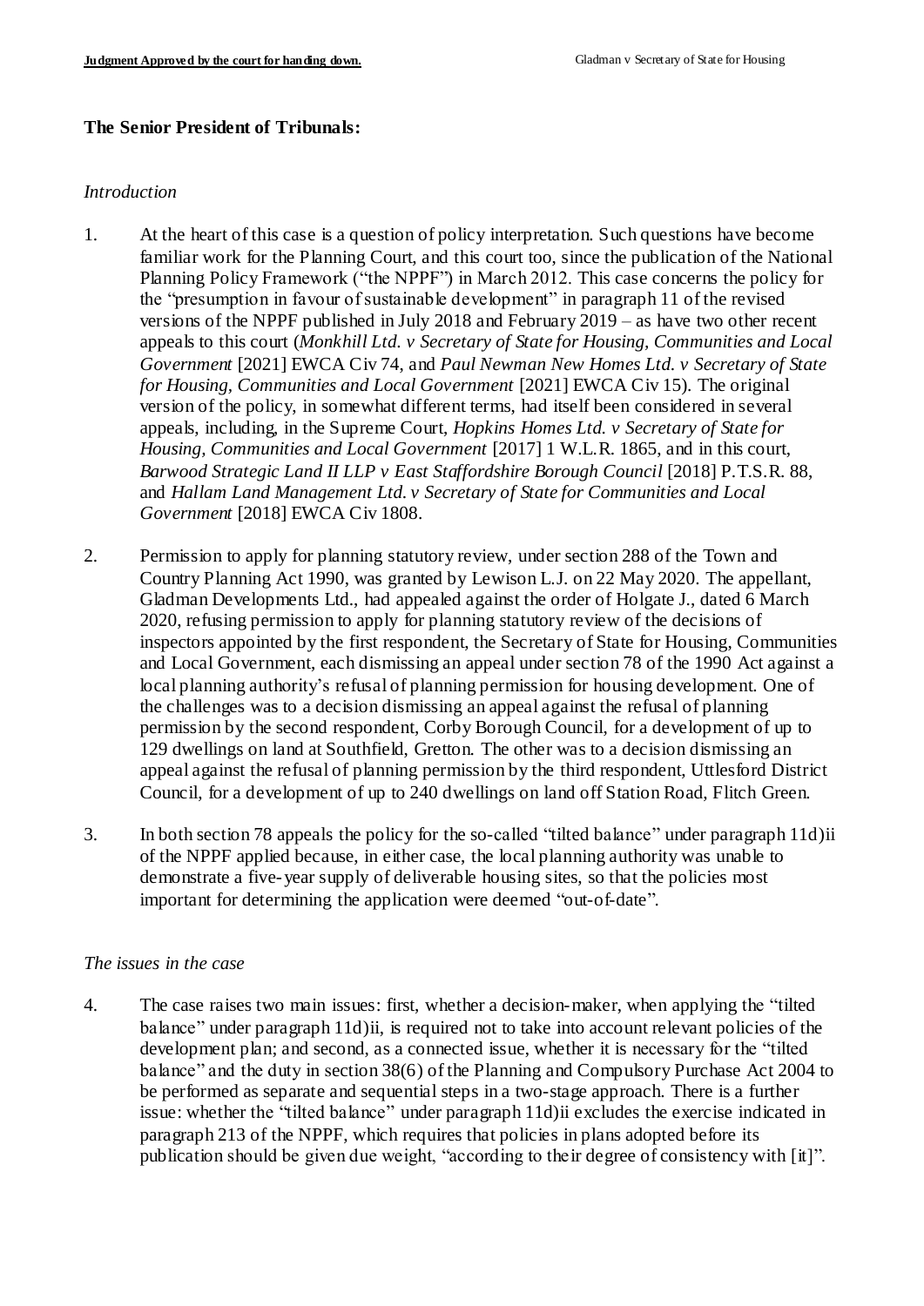**The Senior President of Tribunals:**

*Introduction*

1. At the heart of this case is a question of policy interpretation. Such questions have become familiar work for the Planning Court, and this court too, since the publication of the National Planning Policy Framework ("the NPPF") in March 2012. This case concerns the policy for the "presumption in favour of sustainable development" in paragraph 11 of the revised versions of the NPPF published in July 2018 and February 2019 – as have two other recent appeals to this court (*Monkhill Ltd. v Secretary of State for Housing, Communities and Local Government* [2021] EWCA Civ 74, and *Paul Newman New Homes Ltd. v Secretary of State for Housing, Communities and Local Government* [2021] EWCA Civ 15). The original version of the policy, in somewhat different terms, had itself been considered in several appeals, including, in the Supreme Court, *Hopkins Homes Ltd. v Secretary of State for Housing, Communities and Local Government* [2017] 1 W.L.R. 1865, and in this court, *Barwood Strategic Land II LLP v East Staffordshire Borough Council* [2018] P.T.S.R. 88, and *Hallam Land Management Ltd. v Secretary of State for Communities and Local Government* [2018] EWCA Civ 1808.

2. Permission to apply for planning statutory review, under section 288 of the Town and Country Planning Act 1990, was granted by Lewison L.J. on 22 May 2020. The appellant, Gladman Developments Ltd., had appealed against the order of Holgate J., dated 6 March 2020, refusing permission to apply for planning statutory review of the decisions of inspectors appointed by the first respondent, the Secretary of State for Housing, Communities and Local Government, each dismissing an appeal under section 78 of the 1990 Act against a local planning authority's refusal of planning permission for housing development. One of the challenges was to a decision dismissing an appeal against the refusal of planning permission by the second respondent, Corby Borough Council, for a development of up to 129 dwellings on land at Southfield, Gretton. The other was to a decision dismissing an appeal against the refusal of planning permission by the third respondent, Uttlesford District Council, for a development of up to 240 dwellings on land off Station Road, Flitch Green.

3. In both section 78 appeals the policy for the so-called "tilted balance" under paragraph 11d)ii of the NPPF applied because, in either case, the local planning authority was unable to demonstrate a five-year supply of deliverable housing sites, so that the policies most important for determining the application were deemed "out-of-date".

*The issues in the case*

4. The case raises two main issues: first, whether a decision-maker, when applying the "tilted balance" under paragraph 11d)ii, is required not to take into account relevant policies of the development plan; and second, as a connected issue, whether it is necessary for the "tilted balance" and the duty in section 38(6) of the Planning and Compulsory Purchase Act 2004 to be performed as separate and sequential steps in a two-stage approach. There is a further issue: whether the "tilted balance" under paragraph 11d)ii excludes the exercise indicated in paragraph 213 of the NPPF, which requires that policies in plans adopted before its publication should be given due weight, "according to their degree of consistency with [it]".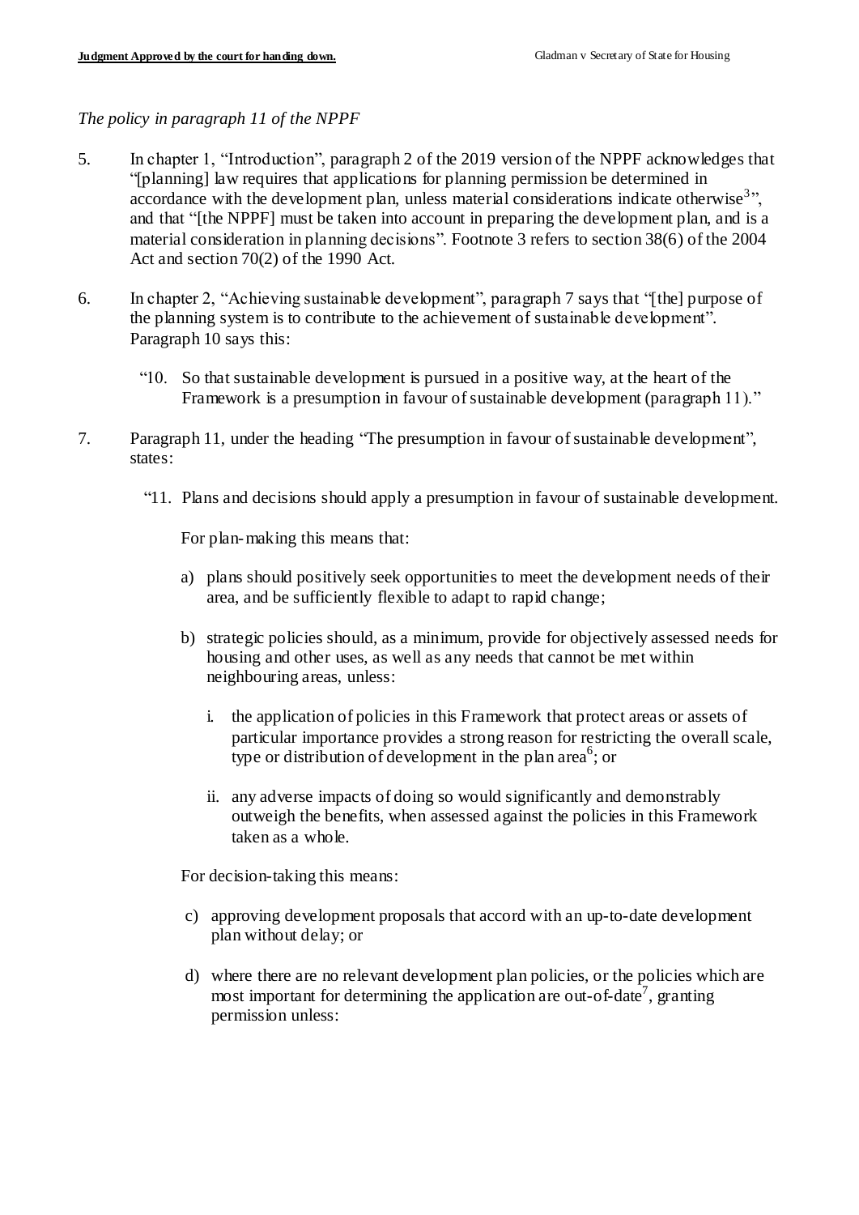*The policy in paragraph 11 of the NPPF*

5. In chapter 1, "Introduction", paragraph 2 of the 2019 version of the NPPF acknowledges that "[planning] law requires that applications for planning permission be determined in accordance with the development plan, unless material considerations indicate otherwise[3]", and that "[the NPPF] must be taken into account in preparing the development plan, and is a material consideration in planning decisions". Footnote 3 refers to section 38(6) of the 2004 Act and section 70(2) of the 1990 Act.

6. In chapter 2, "Achieving sustainable development", paragraph 7 says that "[the] purpose of the planning system is to contribute to the achievement of sustainable development". Paragraph 10 says this:

   "10. So that sustainable development is pursued in a positive way, at the heart of the Framework is a presumption in favour of sustainable development (paragraph 11)."

7. Paragraph 11, under the heading "The presumption in favour of sustainable development", states:

   "11. Plans and decisions should apply a presumption in favour of sustainable development.

   For plan-making this means that:

   a) plans should positively seek opportunities to meet the development needs of their area, and be sufficiently flexible to adapt to rapid change;

   b) strategic policies should, as a minimum, provide for objectively assessed needs for housing and other uses, as well as any needs that cannot be met within neighbouring areas, unless:

      i. the application of policies in this Framework that protect areas or assets of particular importance provides a strong reason for restricting the overall scale, type or distribution of development in the plan area[6]; or

      ii. any adverse impacts of doing so would significantly and demonstrably outweigh the benefits, when assessed against the policies in this Framework taken as a whole.

   For decision-taking this means:

   c) approving development proposals that accord with an up-to-date development plan without delay; or

   d) where there are no relevant development plan policies, or the policies which are most important for determining the application are out-of-date[7], granting permission unless: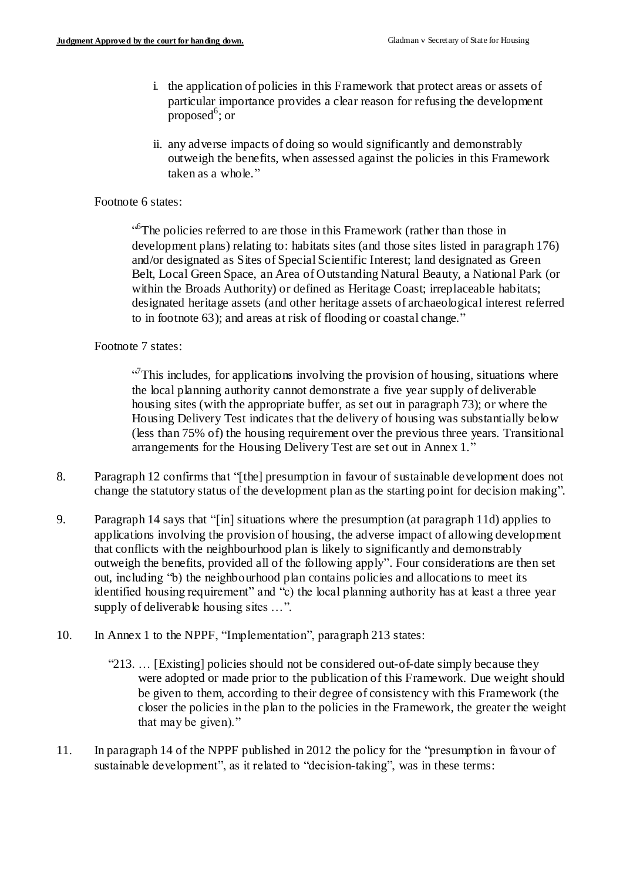i. the application of policies in this Framework that protect areas or assets of particular importance provides a clear reason for refusing the development proposed[6]; or

ii. any adverse impacts of doing so would significantly and demonstrably outweigh the benefits, when assessed against the policies in this Framework taken as a whole."

Footnote 6 states:

> "[6]The policies referred to are those in this Framework (rather than those in development plans) relating to: habitats sites (and those sites listed in paragraph 176) and/or designated as Sites of Special Scientific Interest; land designated as Green Belt, Local Green Space, an Area of Outstanding Natural Beauty, a National Park (or within the Broads Authority) or defined as Heritage Coast; irreplaceable habitats; designated heritage assets (and other heritage assets of archaeological interest referred to in footnote 63); and areas at risk of flooding or coastal change."

Footnote 7 states:

> "[7]This includes, for applications involving the provision of housing, situations where the local planning authority cannot demonstrate a five year supply of deliverable housing sites (with the appropriate buffer, as set out in paragraph 73); or where the Housing Delivery Test indicates that the delivery of housing was substantially below (less than 75% of) the housing requirement over the previous three years. Transitional arrangements for the Housing Delivery Test are set out in Annex 1."

8. Paragraph 12 confirms that "[the] presumption in favour of sustainable development does not change the statutory status of the development plan as the starting point for decision making".

9. Paragraph 14 says that "[in] situations where the presumption (at paragraph 11d) applies to applications involving the provision of housing, the adverse impact of allowing development that conflicts with the neighbourhood plan is likely to significantly and demonstrably outweigh the benefits, provided all of the following apply". Four considerations are then set out, including "b) the neighbourhood plan contains policies and allocations to meet its identified housing requirement" and "c) the local planning authority has at least a three year supply of deliverable housing sites …".

10. In Annex 1 to the NPPF, "Implementation", paragraph 213 states:

> "213. … [Existing] policies should not be considered out-of-date simply because they were adopted or made prior to the publication of this Framework. Due weight should be given to them, according to their degree of consistency with this Framework (the closer the policies in the plan to the policies in the Framework, the greater the weight that may be given)."

11. In paragraph 14 of the NPPF published in 2012 the policy for the "presumption in favour of sustainable development", as it related to "decision-taking", was in these terms: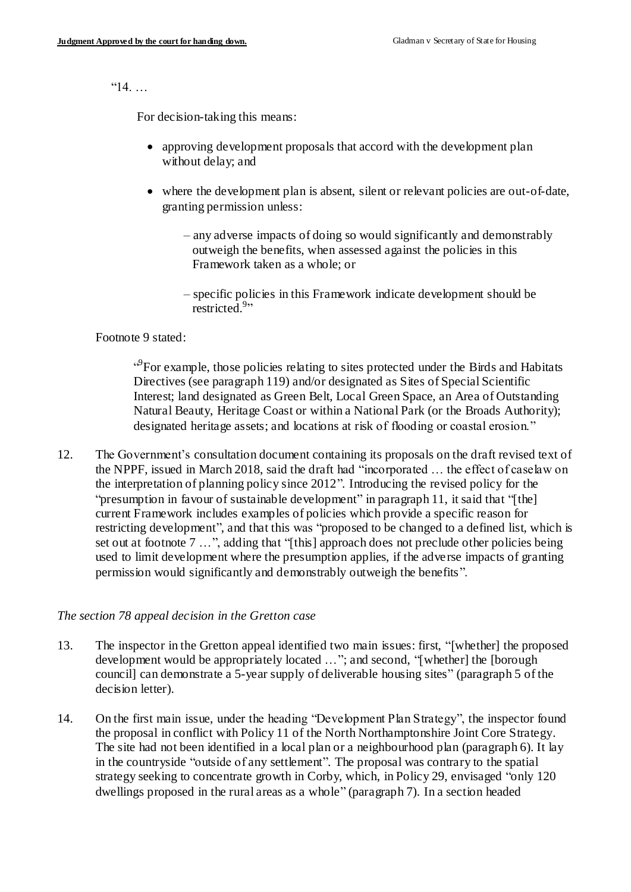"14. …

For decision-taking this means:

- approving development proposals that accord with the development plan without delay; and
- where the development plan is absent, silent or relevant policies are out-of-date, granting permission unless:
  - – any adverse impacts of doing so would significantly and demonstrably outweigh the benefits, when assessed against the policies in this Framework taken as a whole; or
  - – specific policies in this Framework indicate development should be restricted.[9]"

Footnote 9 stated:

> "[9]For example, those policies relating to sites protected under the Birds and Habitats Directives (see paragraph 119) and/or designated as Sites of Special Scientific Interest; land designated as Green Belt, Local Green Space, an Area of Outstanding Natural Beauty, Heritage Coast or within a National Park (or the Broads Authority); designated heritage assets; and locations at risk of flooding or coastal erosion."

12. The Government's consultation document containing its proposals on the draft revised text of the NPPF, issued in March 2018, said the draft had "incorporated … the effect of caselaw on the interpretation of planning policy since 2012". Introducing the revised policy for the "presumption in favour of sustainable development" in paragraph 11, it said that "[the] current Framework includes examples of policies which provide a specific reason for restricting development", and that this was "proposed to be changed to a defined list, which is set out at footnote 7 …", adding that "[this] approach does not preclude other policies being used to limit development where the presumption applies, if the adverse impacts of granting permission would significantly and demonstrably outweigh the benefits".

*The section 78 appeal decision in the Gretton case*

13. The inspector in the Gretton appeal identified two main issues: first, "[whether] the proposed development would be appropriately located …"; and second, "[whether] the [borough council] can demonstrate a 5-year supply of deliverable housing sites" (paragraph 5 of the decision letter).

14. On the first main issue, under the heading "Development Plan Strategy", the inspector found the proposal in conflict with Policy 11 of the North Northamptonshire Joint Core Strategy. The site had not been identified in a local plan or a neighbourhood plan (paragraph 6). It lay in the countryside "outside of any settlement". The proposal was contrary to the spatial strategy seeking to concentrate growth in Corby, which, in Policy 29, envisaged "only 120 dwellings proposed in the rural areas as a whole" (paragraph 7). In a section headed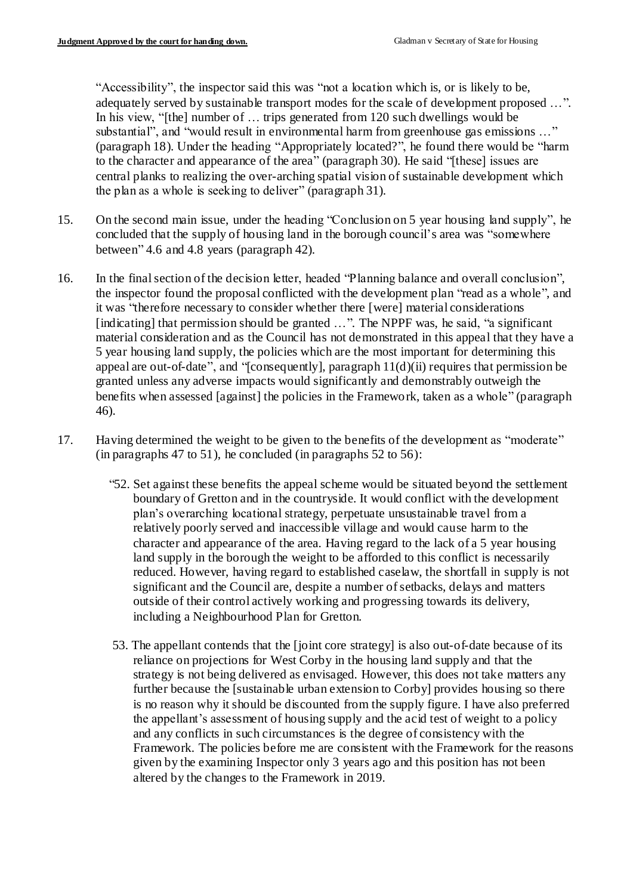"Accessibility", the inspector said this was "not a location which is, or is likely to be, adequately served by sustainable transport modes for the scale of development proposed …". In his view, "[the] number of … trips generated from 120 such dwellings would be substantial", and "would result in environmental harm from greenhouse gas emissions …" (paragraph 18). Under the heading "Appropriately located?", he found there would be "harm to the character and appearance of the area" (paragraph 30). He said "[these] issues are central planks to realizing the over-arching spatial vision of sustainable development which the plan as a whole is seeking to deliver" (paragraph 31).

15. On the second main issue, under the heading "Conclusion on 5 year housing land supply", he concluded that the supply of housing land in the borough council's area was "somewhere between" 4.6 and 4.8 years (paragraph 42).

16. In the final section of the decision letter, headed "Planning balance and overall conclusion", the inspector found the proposal conflicted with the development plan "read as a whole", and it was "therefore necessary to consider whether there [were] material considerations [indicating] that permission should be granted …". The NPPF was, he said, "a significant material consideration and as the Council has not demonstrated in this appeal that they have a 5 year housing land supply, the policies which are the most important for determining this appeal are out-of-date", and "[consequently], paragraph 11(d)(ii) requires that permission be granted unless any adverse impacts would significantly and demonstrably outweigh the benefits when assessed [against] the policies in the Framework, taken as a whole" (paragraph 46).

17. Having determined the weight to be given to the benefits of the development as "moderate" (in paragraphs 47 to 51), he concluded (in paragraphs 52 to 56):

> "52. Set against these benefits the appeal scheme would be situated beyond the settlement boundary of Gretton and in the countryside. It would conflict with the development plan's overarching locational strategy, perpetuate unsustainable travel from a relatively poorly served and inaccessible village and would cause harm to the character and appearance of the area. Having regard to the lack of a 5 year housing land supply in the borough the weight to be afforded to this conflict is necessarily reduced. However, having regard to established caselaw, the shortfall in supply is not significant and the Council are, despite a number of setbacks, delays and matters outside of their control actively working and progressing towards its delivery, including a Neighbourhood Plan for Gretton.
>
> 53. The appellant contends that the [joint core strategy] is also out-of-date because of its reliance on projections for West Corby in the housing land supply and that the strategy is not being delivered as envisaged. However, this does not take matters any further because the [sustainable urban extension to Corby] provides housing so there is no reason why it should be discounted from the supply figure. I have also preferred the appellant's assessment of housing supply and the acid test of weight to a policy and any conflicts in such circumstances is the degree of consistency with the Framework. The policies before me are consistent with the Framework for the reasons given by the examining Inspector only 3 years ago and this position has not been altered by the changes to the Framework in 2019.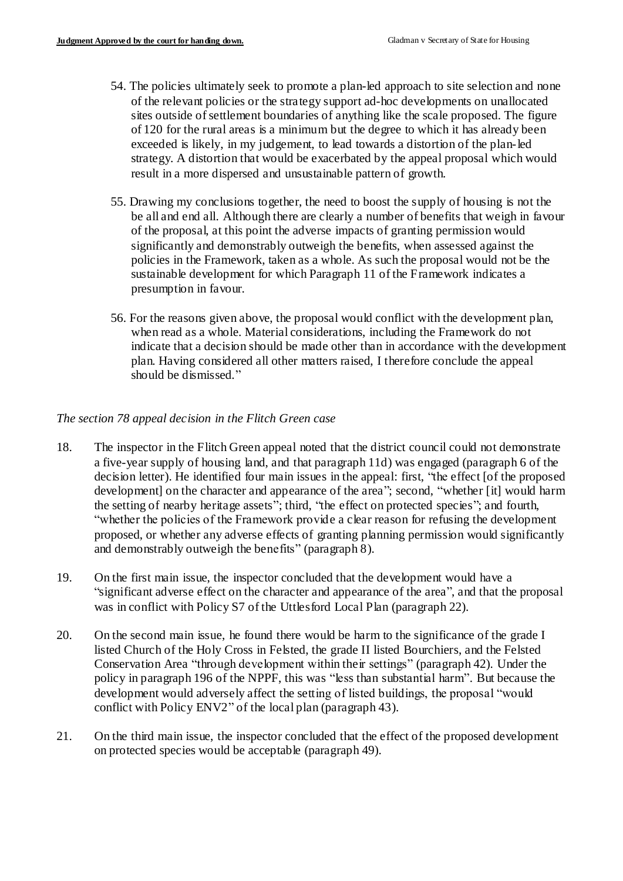54. The policies ultimately seek to promote a plan-led approach to site selection and none of the relevant policies or the strategy support ad-hoc developments on unallocated sites outside of settlement boundaries of anything like the scale proposed. The figure of 120 for the rural areas is a minimum but the degree to which it has already been exceeded is likely, in my judgement, to lead towards a distortion of the plan-led strategy. A distortion that would be exacerbated by the appeal proposal which would result in a more dispersed and unsustainable pattern of growth.

55. Drawing my conclusions together, the need to boost the supply of housing is not the be all and end all. Although there are clearly a number of benefits that weigh in favour of the proposal, at this point the adverse impacts of granting permission would significantly and demonstrably outweigh the benefits, when assessed against the policies in the Framework, taken as a whole. As such the proposal would not be the sustainable development for which Paragraph 11 of the Framework indicates a presumption in favour.

56. For the reasons given above, the proposal would conflict with the development plan, when read as a whole. Material considerations, including the Framework do not indicate that a decision should be made other than in accordance with the development plan. Having considered all other matters raised, I therefore conclude the appeal should be dismissed."

*The section 78 appeal decision in the Flitch Green case*

18. The inspector in the Flitch Green appeal noted that the district council could not demonstrate a five-year supply of housing land, and that paragraph 11d) was engaged (paragraph 6 of the decision letter). He identified four main issues in the appeal: first, "the effect [of the proposed development] on the character and appearance of the area"; second, "whether [it] would harm the setting of nearby heritage assets"; third, "the effect on protected species"; and fourth, "whether the policies of the Framework provide a clear reason for refusing the development proposed, or whether any adverse effects of granting planning permission would significantly and demonstrably outweigh the benefits" (paragraph 8).

19. On the first main issue, the inspector concluded that the development would have a "significant adverse effect on the character and appearance of the area", and that the proposal was in conflict with Policy S7 of the Uttlesford Local Plan (paragraph 22).

20. On the second main issue, he found there would be harm to the significance of the grade I listed Church of the Holy Cross in Felsted, the grade II listed Bourchiers, and the Felsted Conservation Area "through development within their settings" (paragraph 42). Under the policy in paragraph 196 of the NPPF, this was "less than substantial harm". But because the development would adversely affect the setting of listed buildings, the proposal "would conflict with Policy ENV2" of the local plan (paragraph 43).

21. On the third main issue, the inspector concluded that the effect of the proposed development on protected species would be acceptable (paragraph 49).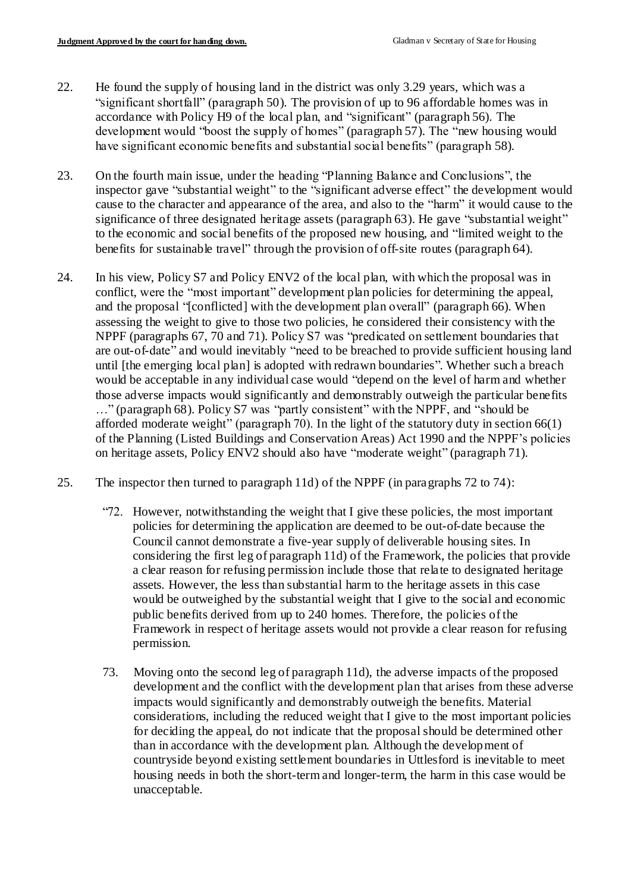22. He found the supply of housing land in the district was only 3.29 years, which was a "significant shortfall" (paragraph 50). The provision of up to 96 affordable homes was in accordance with Policy H9 of the local plan, and "significant" (paragraph 56). The development would "boost the supply of homes" (paragraph 57). The "new housing would have significant economic benefits and substantial social benefits" (paragraph 58).

23. On the fourth main issue, under the heading "Planning Balance and Conclusions", the inspector gave "substantial weight" to the "significant adverse effect" the development would cause to the character and appearance of the area, and also to the "harm" it would cause to the significance of three designated heritage assets (paragraph 63). He gave "substantial weight" to the economic and social benefits of the proposed new housing, and "limited weight to the benefits for sustainable travel" through the provision of off-site routes (paragraph 64).

24. In his view, Policy S7 and Policy ENV2 of the local plan, with which the proposal was in conflict, were the "most important" development plan policies for determining the appeal, and the proposal "[conflicted] with the development plan overall" (paragraph 66). When assessing the weight to give to those two policies, he considered their consistency with the NPPF (paragraphs 67, 70 and 71). Policy S7 was "predicated on settlement boundaries that are out-of-date" and would inevitably "need to be breached to provide sufficient housing land until [the emerging local plan] is adopted with redrawn boundaries". Whether such a breach would be acceptable in any individual case would "depend on the level of harm and whether those adverse impacts would significantly and demonstrably outweigh the particular benefits …" (paragraph 68). Policy S7 was "partly consistent" with the NPPF, and "should be afforded moderate weight" (paragraph 70). In the light of the statutory duty in section 66(1) of the Planning (Listed Buildings and Conservation Areas) Act 1990 and the NPPF's policies on heritage assets, Policy ENV2 should also have "moderate weight" (paragraph 71).

25. The inspector then turned to paragraph 11d) of the NPPF (in paragraphs 72 to 74):

> "72. However, notwithstanding the weight that I give these policies, the most important policies for determining the application are deemed to be out-of-date because the Council cannot demonstrate a five-year supply of deliverable housing sites. In considering the first leg of paragraph 11d) of the Framework, the policies that provide a clear reason for refusing permission include those that relate to designated heritage assets. However, the less than substantial harm to the heritage assets in this case would be outweighed by the substantial weight that I give to the social and economic public benefits derived from up to 240 homes. Therefore, the policies of the Framework in respect of heritage assets would not provide a clear reason for refusing permission.
>
> 73. Moving onto the second leg of paragraph 11d), the adverse impacts of the proposed development and the conflict with the development plan that arises from these adverse impacts would significantly and demonstrably outweigh the benefits. Material considerations, including the reduced weight that I give to the most important policies for deciding the appeal, do not indicate that the proposal should be determined other than in accordance with the development plan. Although the development of countryside beyond existing settlement boundaries in Uttlesford is inevitable to meet housing needs in both the short-term and longer-term, the harm in this case would be unacceptable.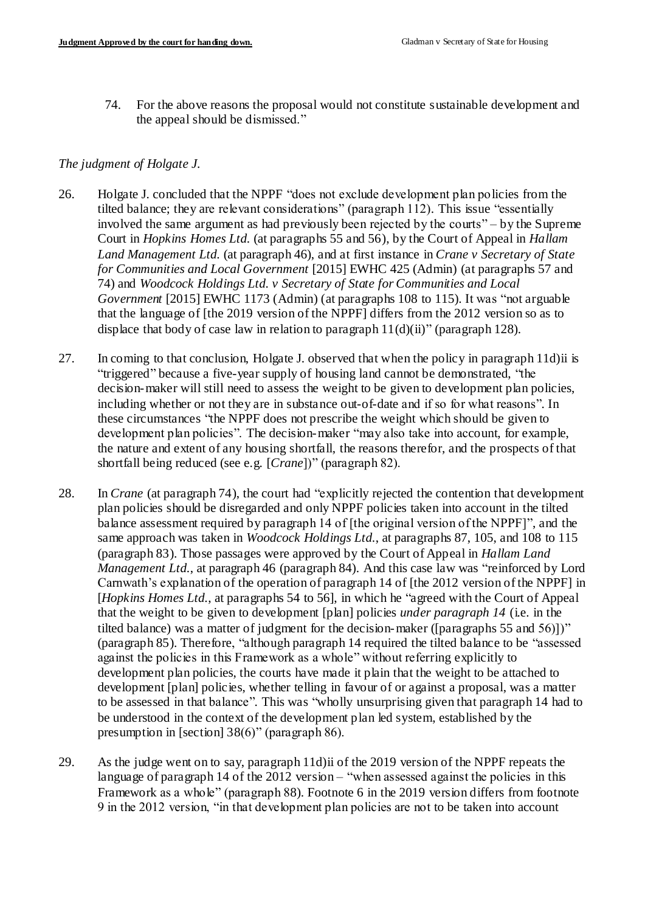74. For the above reasons the proposal would not constitute sustainable development and the appeal should be dismissed."

*The judgment of Holgate J.*

26. Holgate J. concluded that the NPPF "does not exclude development plan policies from the tilted balance; they are relevant considerations" (paragraph 112). This issue "essentially involved the same argument as had previously been rejected by the courts" – by the Supreme Court in *Hopkins Homes Ltd.* (at paragraphs 55 and 56), by the Court of Appeal in *Hallam Land Management Ltd.* (at paragraph 46), and at first instance in *Crane v Secretary of State for Communities and Local Government* [2015] EWHC 425 (Admin) (at paragraphs 57 and 74) and *Woodcock Holdings Ltd. v Secretary of State for Communities and Local Government* [2015] EWHC 1173 (Admin) (at paragraphs 108 to 115). It was "not arguable that the language of [the 2019 version of the NPPF] differs from the 2012 version so as to displace that body of case law in relation to paragraph 11(d)(ii)" (paragraph 128).

27. In coming to that conclusion, Holgate J. observed that when the policy in paragraph 11d)ii is "triggered" because a five-year supply of housing land cannot be demonstrated, "the decision-maker will still need to assess the weight to be given to development plan policies, including whether or not they are in substance out-of-date and if so for what reasons". In these circumstances "the NPPF does not prescribe the weight which should be given to development plan policies". The decision-maker "may also take into account, for example, the nature and extent of any housing shortfall, the reasons therefor, and the prospects of that shortfall being reduced (see e.g. [*Crane*])" (paragraph 82).

28. In *Crane* (at paragraph 74), the court had "explicitly rejected the contention that development plan policies should be disregarded and only NPPF policies taken into account in the tilted balance assessment required by paragraph 14 of [the original version of the NPPF]", and the same approach was taken in *Woodcock Holdings Ltd.*, at paragraphs 87, 105, and 108 to 115 (paragraph 83). Those passages were approved by the Court of Appeal in *Hallam Land Management Ltd.*, at paragraph 46 (paragraph 84). And this case law was "reinforced by Lord Carnwath's explanation of the operation of paragraph 14 of [the 2012 version of the NPPF] in [*Hopkins Homes Ltd.*, at paragraphs 54 to 56], in which he "agreed with the Court of Appeal that the weight to be given to development [plan] policies *under paragraph 14* (i.e. in the tilted balance) was a matter of judgment for the decision-maker ([paragraphs 55 and 56)])" (paragraph 85). Therefore, "although paragraph 14 required the tilted balance to be "assessed against the policies in this Framework as a whole" without referring explicitly to development plan policies, the courts have made it plain that the weight to be attached to development [plan] policies, whether telling in favour of or against a proposal, was a matter to be assessed in that balance". This was "wholly unsurprising given that paragraph 14 had to be understood in the context of the development plan led system, established by the presumption in [section] 38(6)" (paragraph 86).

29. As the judge went on to say, paragraph 11d)ii of the 2019 version of the NPPF repeats the language of paragraph 14 of the 2012 version – "when assessed against the policies in this Framework as a whole" (paragraph 88). Footnote 6 in the 2019 version differs from footnote 9 in the 2012 version, "in that development plan policies are not to be taken into account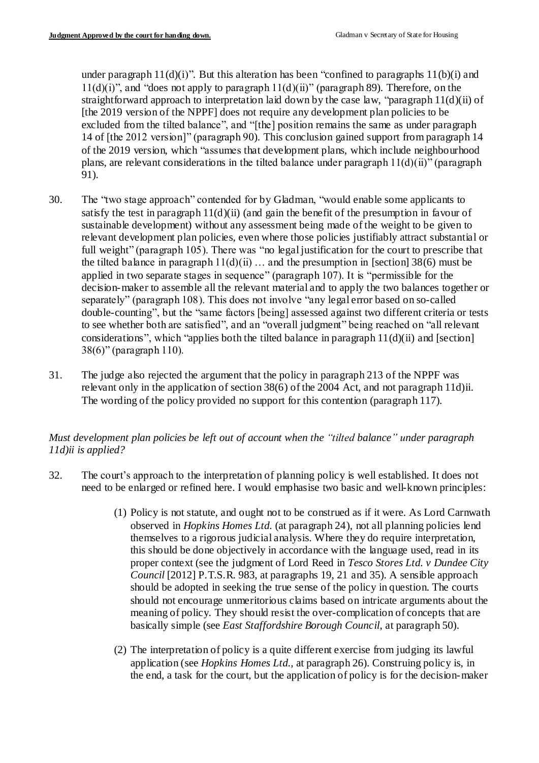under paragraph 11(d)(i)". But this alteration has been "confined to paragraphs 11(b)(i) and 11(d)(i)", and "does not apply to paragraph 11(d)(ii)" (paragraph 89). Therefore, on the straightforward approach to interpretation laid down by the case law, "paragraph 11(d)(ii) of [the 2019 version of the NPPF] does not require any development plan policies to be excluded from the tilted balance", and "[the] position remains the same as under paragraph 14 of [the 2012 version]" (paragraph 90). This conclusion gained support from paragraph 14 of the 2019 version, which "assumes that development plans, which include neighbourhood plans, are relevant considerations in the tilted balance under paragraph 11(d)(ii)" (paragraph 91).

30. The "two stage approach" contended for by Gladman, "would enable some applicants to satisfy the test in paragraph 11(d)(ii) (and gain the benefit of the presumption in favour of sustainable development) without any assessment being made of the weight to be given to relevant development plan policies, even where those policies justifiably attract substantial or full weight" (paragraph 105). There was "no legal justification for the court to prescribe that the tilted balance in paragraph 11(d)(ii) … and the presumption in [section] 38(6) must be applied in two separate stages in sequence" (paragraph 107). It is "permissible for the decision-maker to assemble all the relevant material and to apply the two balances together or separately" (paragraph 108). This does not involve "any legal error based on so-called double-counting", but the "same factors [being] assessed against two different criteria or tests to see whether both are satisfied", and an "overall judgment" being reached on "all relevant considerations", which "applies both the tilted balance in paragraph 11(d)(ii) and [section] 38(6)" (paragraph 110).

31. The judge also rejected the argument that the policy in paragraph 213 of the NPPF was relevant only in the application of section 38(6) of the 2004 Act, and not paragraph 11d)ii. The wording of the policy provided no support for this contention (paragraph 117).

*Must development plan policies be left out of account when the "tilted balance" under paragraph 11d)ii is applied?*

32. The court's approach to the interpretation of planning policy is well established. It does not need to be enlarged or refined here. I would emphasise two basic and well-known principles:

    (1) Policy is not statute, and ought not to be construed as if it were. As Lord Carnwath observed in *Hopkins Homes Ltd.* (at paragraph 24), not all planning policies lend themselves to a rigorous judicial analysis. Where they do require interpretation, this should be done objectively in accordance with the language used, read in its proper context (see the judgment of Lord Reed in *Tesco Stores Ltd. v Dundee City Council* [2012] P.T.S.R. 983, at paragraphs 19, 21 and 35). A sensible approach should be adopted in seeking the true sense of the policy in question. The courts should not encourage unmeritorious claims based on intricate arguments about the meaning of policy. They should resist the over-complication of concepts that are basically simple (see *East Staffordshire Borough Council*, at paragraph 50).

    (2) The interpretation of policy is a quite different exercise from judging its lawful application (see *Hopkins Homes Ltd.*, at paragraph 26). Construing policy is, in the end, a task for the court, but the application of policy is for the decision-maker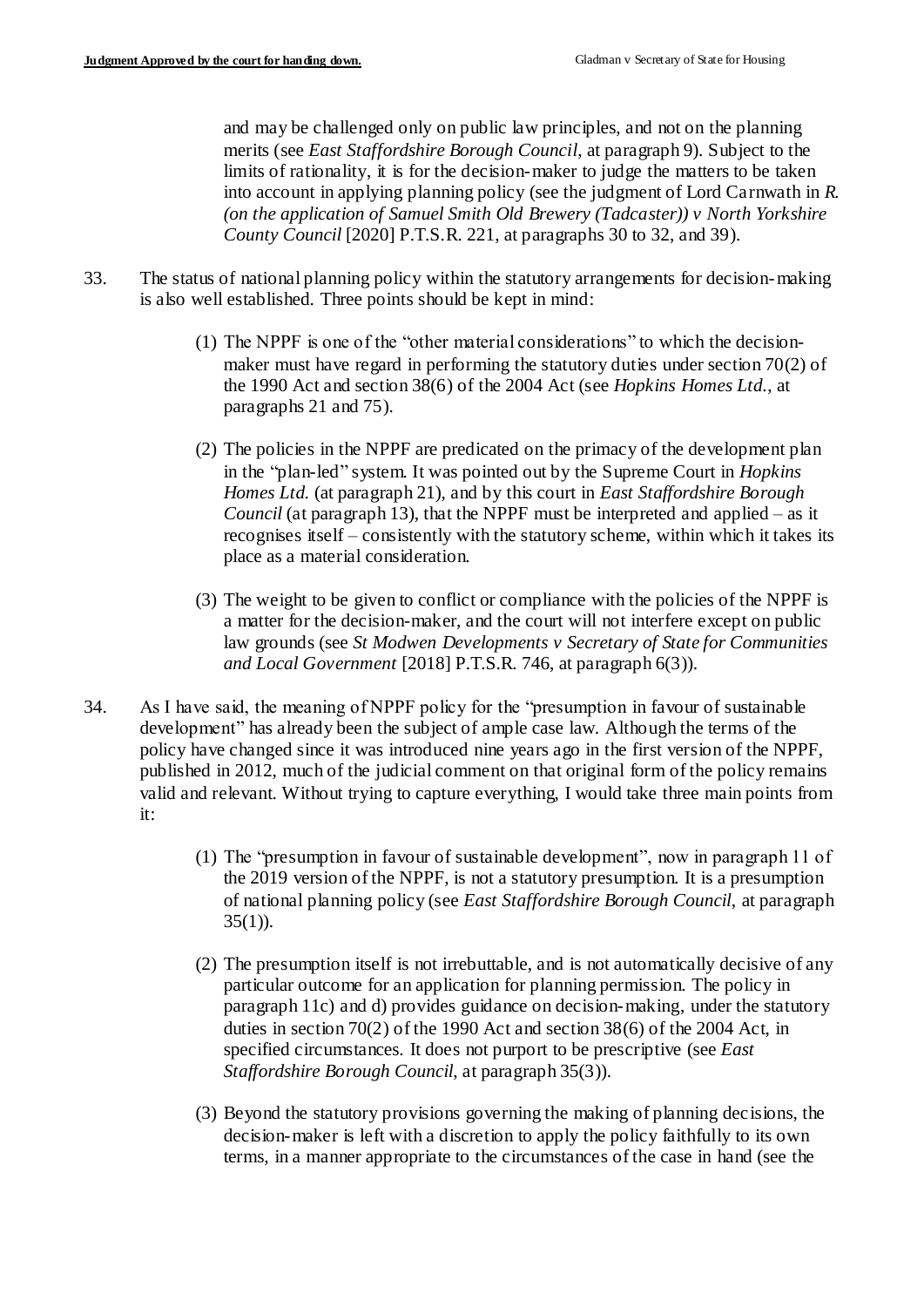and may be challenged only on public law principles, and not on the planning merits (see *East Staffordshire Borough Council*, at paragraph 9). Subject to the limits of rationality, it is for the decision-maker to judge the matters to be taken into account in applying planning policy (see the judgment of Lord Carnwath in *R. (on the application of Samuel Smith Old Brewery (Tadcaster)) v North Yorkshire County Council* [2020] P.T.S.R. 221, at paragraphs 30 to 32, and 39).

33. The status of national planning policy within the statutory arrangements for decision-making is also well established. Three points should be kept in mind:

    (1) The NPPF is one of the "other material considerations" to which the decision-maker must have regard in performing the statutory duties under section 70(2) of the 1990 Act and section 38(6) of the 2004 Act (see *Hopkins Homes Ltd.*, at paragraphs 21 and 75).

    (2) The policies in the NPPF are predicated on the primacy of the development plan in the "plan-led" system. It was pointed out by the Supreme Court in *Hopkins Homes Ltd.* (at paragraph 21), and by this court in *East Staffordshire Borough Council* (at paragraph 13), that the NPPF must be interpreted and applied – as it recognises itself – consistently with the statutory scheme, within which it takes its place as a material consideration.

    (3) The weight to be given to conflict or compliance with the policies of the NPPF is a matter for the decision-maker, and the court will not interfere except on public law grounds (see *St Modwen Developments v Secretary of State for Communities and Local Government* [2018] P.T.S.R. 746, at paragraph 6(3)).

34. As I have said, the meaning of NPPF policy for the "presumption in favour of sustainable development" has already been the subject of ample case law. Although the terms of the policy have changed since it was introduced nine years ago in the first version of the NPPF, published in 2012, much of the judicial comment on that original form of the policy remains valid and relevant. Without trying to capture everything, I would take three main points from it:

    (1) The "presumption in favour of sustainable development", now in paragraph 11 of the 2019 version of the NPPF, is not a statutory presumption. It is a presumption of national planning policy (see *East Staffordshire Borough Council*, at paragraph 35(1)).

    (2) The presumption itself is not irrebuttable, and is not automatically decisive of any particular outcome for an application for planning permission. The policy in paragraph 11c) and d) provides guidance on decision-making, under the statutory duties in section 70(2) of the 1990 Act and section 38(6) of the 2004 Act, in specified circumstances. It does not purport to be prescriptive (see *East Staffordshire Borough Council*, at paragraph 35(3)).

    (3) Beyond the statutory provisions governing the making of planning decisions, the decision-maker is left with a discretion to apply the policy faithfully to its own terms, in a manner appropriate to the circumstances of the case in hand (see the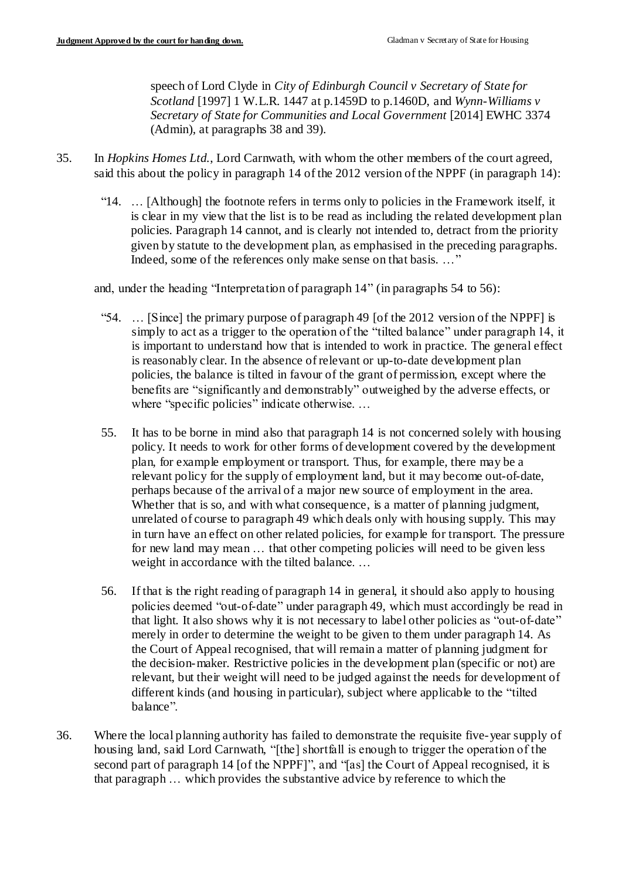speech of Lord Clyde in *City of Edinburgh Council v Secretary of State for Scotland* [1997] 1 W.L.R. 1447 at p.1459D to p.1460D, and *Wynn-Williams v Secretary of State for Communities and Local Government* [2014] EWHC 3374 (Admin), at paragraphs 38 and 39).

35. In *Hopkins Homes Ltd.*, Lord Carnwath, with whom the other members of the court agreed, said this about the policy in paragraph 14 of the 2012 version of the NPPF (in paragraph 14):

> "14. … [Although] the footnote refers in terms only to policies in the Framework itself, it is clear in my view that the list is to be read as including the related development plan policies. Paragraph 14 cannot, and is clearly not intended to, detract from the priority given by statute to the development plan, as emphasised in the preceding paragraphs. Indeed, some of the references only make sense on that basis. …"

and, under the heading "Interpretation of paragraph 14" (in paragraphs 54 to 56):

> "54. … [Since] the primary purpose of paragraph 49 [of the 2012 version of the NPPF] is simply to act as a trigger to the operation of the "tilted balance" under paragraph 14, it is important to understand how that is intended to work in practice. The general effect is reasonably clear. In the absence of relevant or up-to-date development plan policies, the balance is tilted in favour of the grant of permission, except where the benefits are "significantly and demonstrably" outweighed by the adverse effects, or where "specific policies" indicate otherwise. …
>
> 55. It has to be borne in mind also that paragraph 14 is not concerned solely with housing policy. It needs to work for other forms of development covered by the development plan, for example employment or transport. Thus, for example, there may be a relevant policy for the supply of employment land, but it may become out-of-date, perhaps because of the arrival of a major new source of employment in the area. Whether that is so, and with what consequence, is a matter of planning judgment, unrelated of course to paragraph 49 which deals only with housing supply. This may in turn have an effect on other related policies, for example for transport. The pressure for new land may mean … that other competing policies will need to be given less weight in accordance with the tilted balance. …
>
> 56. If that is the right reading of paragraph 14 in general, it should also apply to housing policies deemed "out-of-date" under paragraph 49, which must accordingly be read in that light. It also shows why it is not necessary to label other policies as "out-of-date" merely in order to determine the weight to be given to them under paragraph 14. As the Court of Appeal recognised, that will remain a matter of planning judgment for the decision-maker. Restrictive policies in the development plan (specific or not) are relevant, but their weight will need to be judged against the needs for development of different kinds (and housing in particular), subject where applicable to the "tilted balance".

36. Where the local planning authority has failed to demonstrate the requisite five-year supply of housing land, said Lord Carnwath, "[the] shortfall is enough to trigger the operation of the second part of paragraph 14 [of the NPPF]", and "[as] the Court of Appeal recognised, it is that paragraph … which provides the substantive advice by reference to which the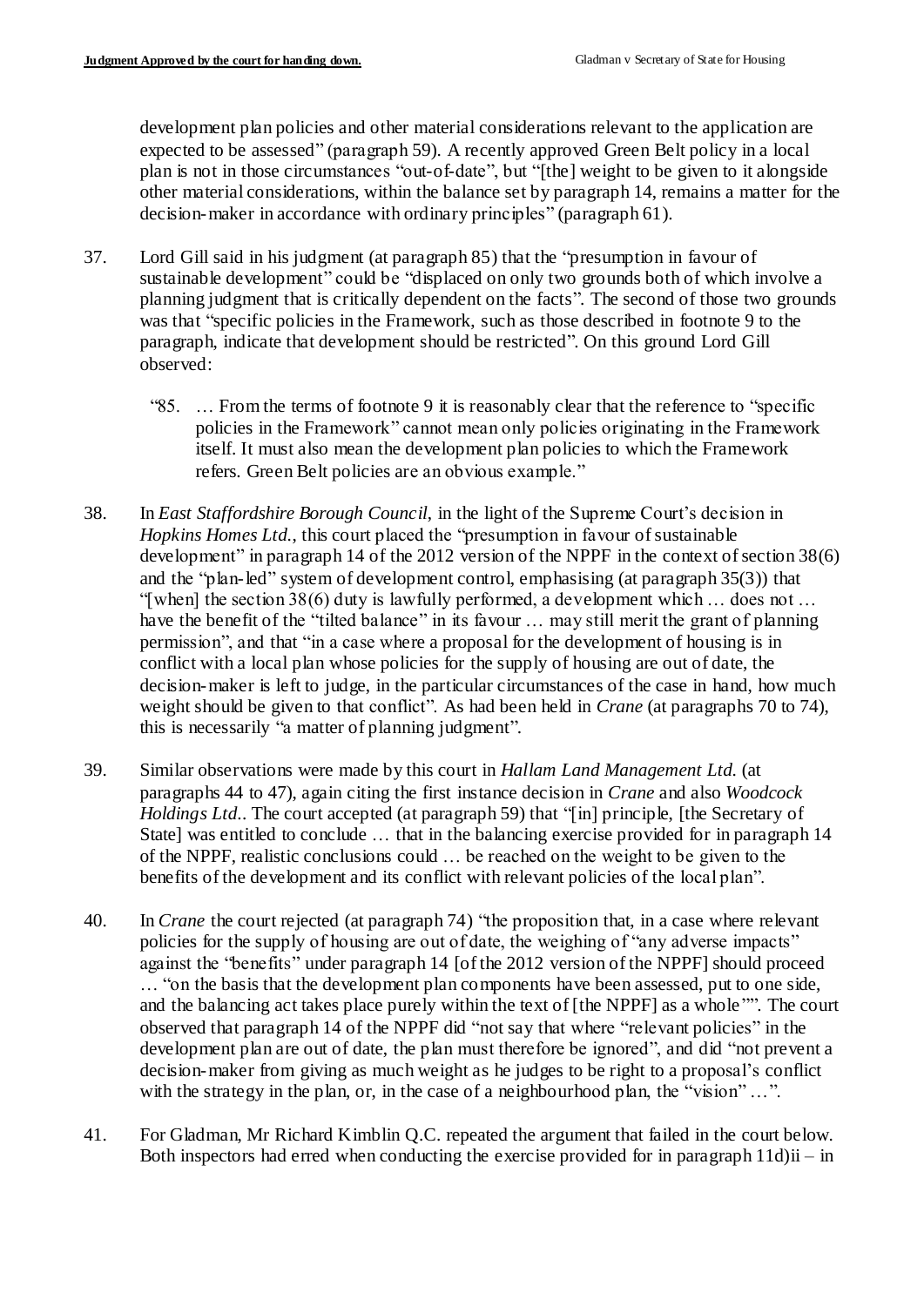development plan policies and other material considerations relevant to the application are expected to be assessed" (paragraph 59). A recently approved Green Belt policy in a local plan is not in those circumstances "out-of-date", but "[the] weight to be given to it alongside other material considerations, within the balance set by paragraph 14, remains a matter for the decision-maker in accordance with ordinary principles" (paragraph 61).

37. Lord Gill said in his judgment (at paragraph 85) that the "presumption in favour of sustainable development" could be "displaced on only two grounds both of which involve a planning judgment that is critically dependent on the facts". The second of those two grounds was that "specific policies in the Framework, such as those described in footnote 9 to the paragraph, indicate that development should be restricted". On this ground Lord Gill observed:

> "85. … From the terms of footnote 9 it is reasonably clear that the reference to "specific policies in the Framework" cannot mean only policies originating in the Framework itself. It must also mean the development plan policies to which the Framework refers. Green Belt policies are an obvious example."

38. In *East Staffordshire Borough Council*, in the light of the Supreme Court's decision in *Hopkins Homes Ltd.*, this court placed the "presumption in favour of sustainable development" in paragraph 14 of the 2012 version of the NPPF in the context of section 38(6) and the "plan-led" system of development control, emphasising (at paragraph 35(3)) that "[when] the section 38(6) duty is lawfully performed, a development which … does not … have the benefit of the "tilted balance" in its favour … may still merit the grant of planning permission", and that "in a case where a proposal for the development of housing is in conflict with a local plan whose policies for the supply of housing are out of date, the decision-maker is left to judge, in the particular circumstances of the case in hand, how much weight should be given to that conflict". As had been held in *Crane* (at paragraphs 70 to 74), this is necessarily "a matter of planning judgment".

39. Similar observations were made by this court in *Hallam Land Management Ltd.* (at paragraphs 44 to 47), again citing the first instance decision in *Crane* and also *Woodcock Holdings Ltd.*. The court accepted (at paragraph 59) that "[in] principle, [the Secretary of State] was entitled to conclude … that in the balancing exercise provided for in paragraph 14 of the NPPF, realistic conclusions could … be reached on the weight to be given to the benefits of the development and its conflict with relevant policies of the local plan".

40. In *Crane* the court rejected (at paragraph 74) "the proposition that, in a case where relevant policies for the supply of housing are out of date, the weighing of "any adverse impacts" against the "benefits" under paragraph 14 [of the 2012 version of the NPPF] should proceed … "on the basis that the development plan components have been assessed, put to one side, and the balancing act takes place purely within the text of [the NPPF] as a whole"". The court observed that paragraph 14 of the NPPF did "not say that where "relevant policies" in the development plan are out of date, the plan must therefore be ignored", and did "not prevent a decision-maker from giving as much weight as he judges to be right to a proposal's conflict with the strategy in the plan, or, in the case of a neighbourhood plan, the "vision" …".

41. For Gladman, Mr Richard Kimblin Q.C. repeated the argument that failed in the court below. Both inspectors had erred when conducting the exercise provided for in paragraph 11d)ii – in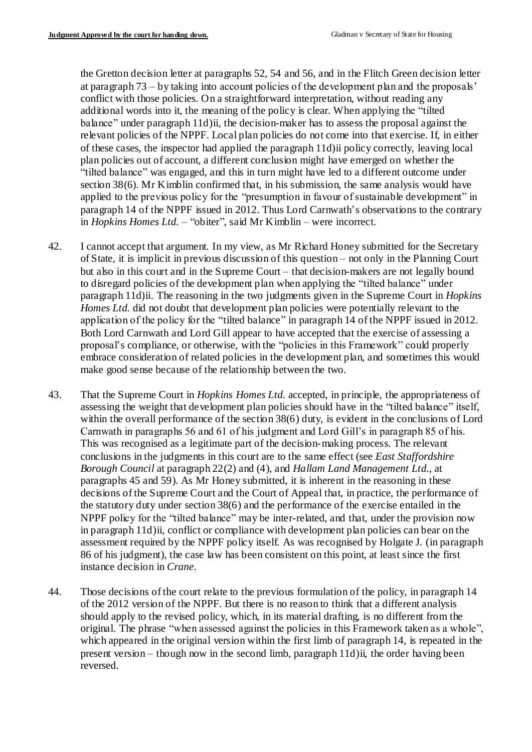the Gretton decision letter at paragraphs 52, 54 and 56, and in the Flitch Green decision letter at paragraph 73 – by taking into account policies of the development plan and the proposals' conflict with those policies. On a straightforward interpretation, without reading any additional words into it, the meaning of the policy is clear. When applying the "tilted balance" under paragraph 11d)ii, the decision-maker has to assess the proposal against the relevant policies of the NPPF. Local plan policies do not come into that exercise. If, in either of these cases, the inspector had applied the paragraph 11d)ii policy correctly, leaving local plan policies out of account, a different conclusion might have emerged on whether the "tilted balance" was engaged, and this in turn might have led to a different outcome under section 38(6). Mr Kimblin confirmed that, in his submission, the same analysis would have applied to the previous policy for the "presumption in favour of sustainable development" in paragraph 14 of the NPPF issued in 2012. Thus Lord Carnwath's observations to the contrary in *Hopkins Homes Ltd.* – "obiter", said Mr Kimblin – were incorrect.

42. I cannot accept that argument. In my view, as Mr Richard Honey submitted for the Secretary of State, it is implicit in previous discussion of this question – not only in the Planning Court but also in this court and in the Supreme Court – that decision-makers are not legally bound to disregard policies of the development plan when applying the "tilted balance" under paragraph 11d)ii. The reasoning in the two judgments given in the Supreme Court in *Hopkins Homes Ltd.* did not doubt that development plan policies were potentially relevant to the application of the policy for the "tilted balance" in paragraph 14 of the NPPF issued in 2012. Both Lord Carnwath and Lord Gill appear to have accepted that the exercise of assessing a proposal's compliance, or otherwise, with the "policies in this Framework" could properly embrace consideration of related policies in the development plan, and sometimes this would make good sense because of the relationship between the two.

43. That the Supreme Court in *Hopkins Homes Ltd.* accepted, in principle, the appropriateness of assessing the weight that development plan policies should have in the "tilted balance" itself, within the overall performance of the section 38(6) duty, is evident in the conclusions of Lord Carnwath in paragraphs 56 and 61 of his judgment and Lord Gill's in paragraph 85 of his. This was recognised as a legitimate part of the decision-making process. The relevant conclusions in the judgments in this court are to the same effect (see *East Staffordshire Borough Council* at paragraph 22(2) and (4), and *Hallam Land Management Ltd.*, at paragraphs 45 and 59). As Mr Honey submitted, it is inherent in the reasoning in these decisions of the Supreme Court and the Court of Appeal that, in practice, the performance of the statutory duty under section 38(6) and the performance of the exercise entailed in the NPPF policy for the "tilted balance" may be inter-related, and that, under the provision now in paragraph 11d)ii, conflict or compliance with development plan policies can bear on the assessment required by the NPPF policy itself. As was recognised by Holgate J. (in paragraph 86 of his judgment), the case law has been consistent on this point, at least since the first instance decision in *Crane*.

44. Those decisions of the court relate to the previous formulation of the policy, in paragraph 14 of the 2012 version of the NPPF. But there is no reason to think that a different analysis should apply to the revised policy, which, in its material drafting, is no different from the original. The phrase "when assessed against the policies in this Framework taken as a whole", which appeared in the original version within the first limb of paragraph 14, is repeated in the present version – though now in the second limb, paragraph 11d)ii, the order having been reversed.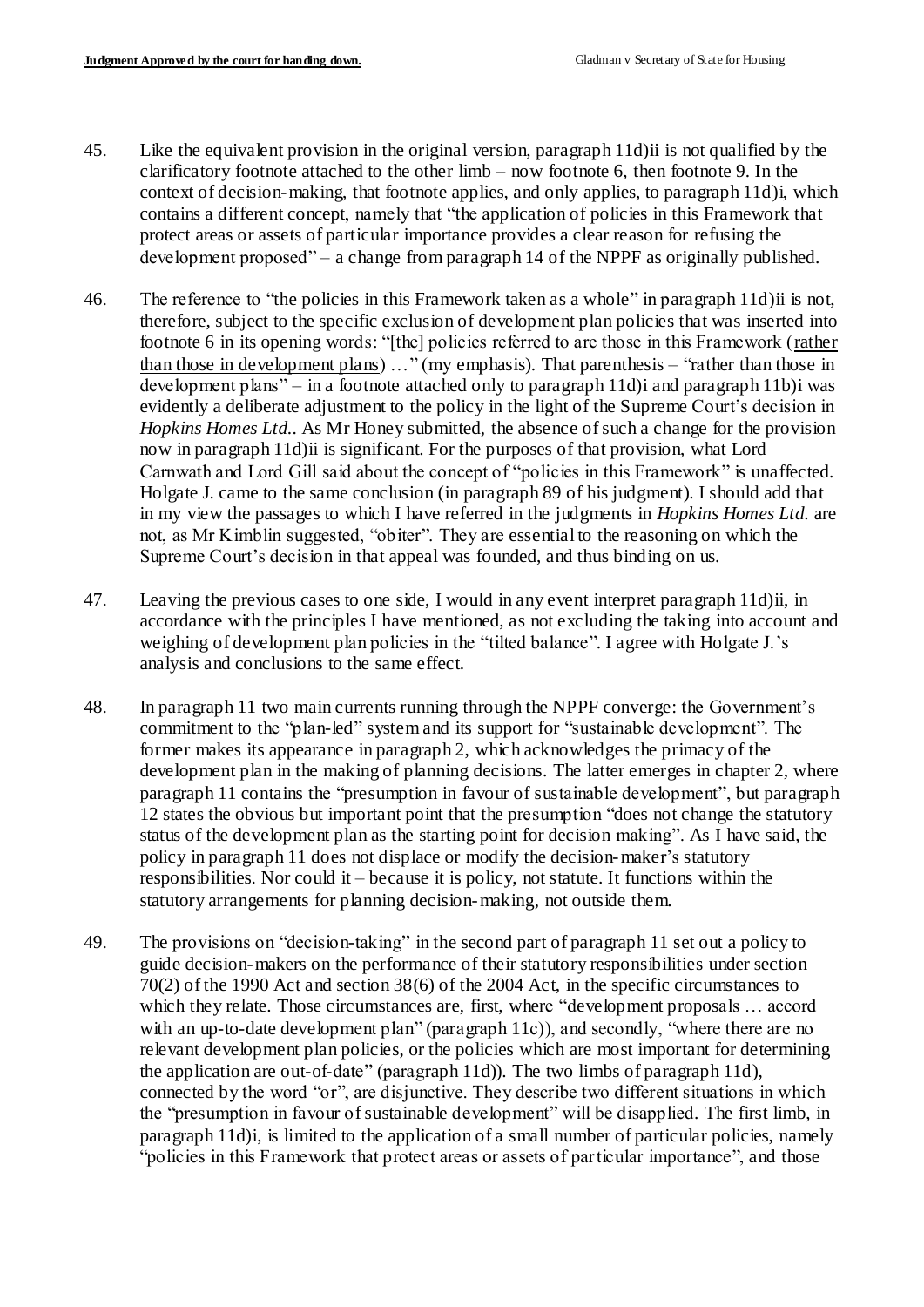45. Like the equivalent provision in the original version, paragraph 11d)ii is not qualified by the clarificatory footnote attached to the other limb – now footnote 6, then footnote 9. In the context of decision-making, that footnote applies, and only applies, to paragraph 11d)i, which contains a different concept, namely that "the application of policies in this Framework that protect areas or assets of particular importance provides a clear reason for refusing the development proposed" – a change from paragraph 14 of the NPPF as originally published.

46. The reference to "the policies in this Framework taken as a whole" in paragraph 11d)ii is not, therefore, subject to the specific exclusion of development plan policies that was inserted into footnote 6 in its opening words: "[the] policies referred to are those in this Framework (<u>rather than those in development plans</u>) …" (my emphasis). That parenthesis – "rather than those in development plans" – in a footnote attached only to paragraph 11d)i and paragraph 11b)i was evidently a deliberate adjustment to the policy in the light of the Supreme Court's decision in *Hopkins Homes Ltd.*. As Mr Honey submitted, the absence of such a change for the provision now in paragraph 11d)ii is significant. For the purposes of that provision, what Lord Carnwath and Lord Gill said about the concept of "policies in this Framework" is unaffected. Holgate J. came to the same conclusion (in paragraph 89 of his judgment). I should add that in my view the passages to which I have referred in the judgments in *Hopkins Homes Ltd.* are not, as Mr Kimblin suggested, "obiter". They are essential to the reasoning on which the Supreme Court's decision in that appeal was founded, and thus binding on us.

47. Leaving the previous cases to one side, I would in any event interpret paragraph 11d)ii, in accordance with the principles I have mentioned, as not excluding the taking into account and weighing of development plan policies in the "tilted balance". I agree with Holgate J.'s analysis and conclusions to the same effect.

48. In paragraph 11 two main currents running through the NPPF converge: the Government's commitment to the "plan-led" system and its support for "sustainable development". The former makes its appearance in paragraph 2, which acknowledges the primacy of the development plan in the making of planning decisions. The latter emerges in chapter 2, where paragraph 11 contains the "presumption in favour of sustainable development", but paragraph 12 states the obvious but important point that the presumption "does not change the statutory status of the development plan as the starting point for decision making". As I have said, the policy in paragraph 11 does not displace or modify the decision-maker's statutory responsibilities. Nor could it – because it is policy, not statute. It functions within the statutory arrangements for planning decision-making, not outside them.

49. The provisions on "decision-taking" in the second part of paragraph 11 set out a policy to guide decision-makers on the performance of their statutory responsibilities under section 70(2) of the 1990 Act and section 38(6) of the 2004 Act, in the specific circumstances to which they relate. Those circumstances are, first, where "development proposals … accord with an up-to-date development plan" (paragraph 11c)), and secondly, "where there are no relevant development plan policies, or the policies which are most important for determining the application are out-of-date" (paragraph 11d)). The two limbs of paragraph 11d), connected by the word "or", are disjunctive. They describe two different situations in which the "presumption in favour of sustainable development" will be disapplied. The first limb, in paragraph 11d)i, is limited to the application of a small number of particular policies, namely "policies in this Framework that protect areas or assets of particular importance", and those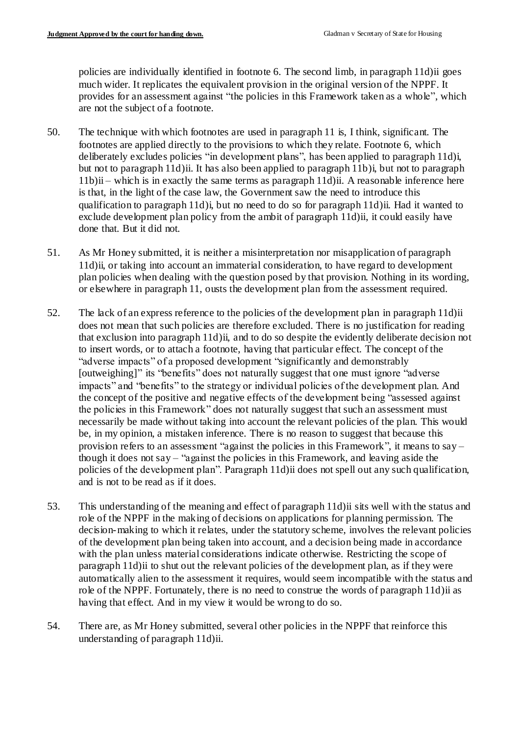policies are individually identified in footnote 6. The second limb, in paragraph 11d)ii goes much wider. It replicates the equivalent provision in the original version of the NPPF. It provides for an assessment against "the policies in this Framework taken as a whole", which are not the subject of a footnote.

50. The technique with which footnotes are used in paragraph 11 is, I think, significant. The footnotes are applied directly to the provisions to which they relate. Footnote 6, which deliberately excludes policies "in development plans", has been applied to paragraph 11d)i, but not to paragraph 11d)ii. It has also been applied to paragraph 11b)i, but not to paragraph 11b)ii – which is in exactly the same terms as paragraph 11d)ii. A reasonable inference here is that, in the light of the case law, the Government saw the need to introduce this qualification to paragraph 11d)i, but no need to do so for paragraph 11d)ii. Had it wanted to exclude development plan policy from the ambit of paragraph 11d)ii, it could easily have done that. But it did not.

51. As Mr Honey submitted, it is neither a misinterpretation nor misapplication of paragraph 11d)ii, or taking into account an immaterial consideration, to have regard to development plan policies when dealing with the question posed by that provision. Nothing in its wording, or elsewhere in paragraph 11, ousts the development plan from the assessment required.

52. The lack of an express reference to the policies of the development plan in paragraph 11d)ii does not mean that such policies are therefore excluded. There is no justification for reading that exclusion into paragraph 11d)ii, and to do so despite the evidently deliberate decision not to insert words, or to attach a footnote, having that particular effect. The concept of the "adverse impacts" of a proposed development "significantly and demonstrably [outweighing]" its "benefits" does not naturally suggest that one must ignore "adverse impacts" and "benefits" to the strategy or individual policies of the development plan. And the concept of the positive and negative effects of the development being "assessed against the policies in this Framework" does not naturally suggest that such an assessment must necessarily be made without taking into account the relevant policies of the plan. This would be, in my opinion, a mistaken inference. There is no reason to suggest that because this provision refers to an assessment "against the policies in this Framework", it means to say – though it does not say – "against the policies in this Framework, and leaving aside the policies of the development plan". Paragraph 11d)ii does not spell out any such qualification, and is not to be read as if it does.

53. This understanding of the meaning and effect of paragraph 11d)ii sits well with the status and role of the NPPF in the making of decisions on applications for planning permission. The decision-making to which it relates, under the statutory scheme, involves the relevant policies of the development plan being taken into account, and a decision being made in accordance with the plan unless material considerations indicate otherwise. Restricting the scope of paragraph 11d)ii to shut out the relevant policies of the development plan, as if they were automatically alien to the assessment it requires, would seem incompatible with the status and role of the NPPF. Fortunately, there is no need to construe the words of paragraph 11d)ii as having that effect. And in my view it would be wrong to do so.

54. There are, as Mr Honey submitted, several other policies in the NPPF that reinforce this understanding of paragraph 11d)ii.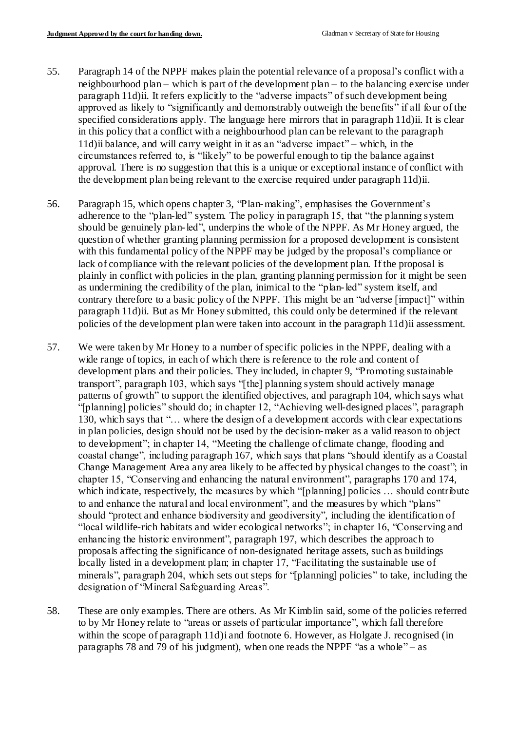55. Paragraph 14 of the NPPF makes plain the potential relevance of a proposal's conflict with a neighbourhood plan – which is part of the development plan – to the balancing exercise under paragraph 11d)ii. It refers explicitly to the "adverse impacts" of such development being approved as likely to "significantly and demonstrably outweigh the benefits" if all four of the specified considerations apply. The language here mirrors that in paragraph 11d)ii. It is clear in this policy that a conflict with a neighbourhood plan can be relevant to the paragraph 11d)ii balance, and will carry weight in it as an "adverse impact" – which, in the circumstances referred to, is "likely" to be powerful enough to tip the balance against approval. There is no suggestion that this is a unique or exceptional instance of conflict with the development plan being relevant to the exercise required under paragraph 11d)ii.

56. Paragraph 15, which opens chapter 3, "Plan-making", emphasises the Government's adherence to the "plan-led" system. The policy in paragraph 15, that "the planning system should be genuinely plan-led", underpins the whole of the NPPF. As Mr Honey argued, the question of whether granting planning permission for a proposed development is consistent with this fundamental policy of the NPPF may be judged by the proposal's compliance or lack of compliance with the relevant policies of the development plan. If the proposal is plainly in conflict with policies in the plan, granting planning permission for it might be seen as undermining the credibility of the plan, inimical to the "plan-led" system itself, and contrary therefore to a basic policy of the NPPF. This might be an "adverse [impact]" within paragraph 11d)ii. But as Mr Honey submitted, this could only be determined if the relevant policies of the development plan were taken into account in the paragraph 11d)ii assessment.

57. We were taken by Mr Honey to a number of specific policies in the NPPF, dealing with a wide range of topics, in each of which there is reference to the role and content of development plans and their policies. They included, in chapter 9, "Promoting sustainable transport", paragraph 103, which says "[the] planning system should actively manage patterns of growth" to support the identified objectives, and paragraph 104, which says what "[planning] policies" should do; in chapter 12, "Achieving well-designed places", paragraph 130, which says that "… where the design of a development accords with clear expectations in plan policies, design should not be used by the decision-maker as a valid reason to object to development"; in chapter 14, "Meeting the challenge of climate change, flooding and coastal change", including paragraph 167, which says that plans "should identify as a Coastal Change Management Area any area likely to be affected by physical changes to the coast"; in chapter 15, "Conserving and enhancing the natural environment", paragraphs 170 and 174, which indicate, respectively, the measures by which "[planning] policies … should contribute to and enhance the natural and local environment", and the measures by which "plans" should "protect and enhance biodiversity and geodiversity", including the identification of "local wildlife-rich habitats and wider ecological networks"; in chapter 16, "Conserving and enhancing the historic environment", paragraph 197, which describes the approach to proposals affecting the significance of non-designated heritage assets, such as buildings locally listed in a development plan; in chapter 17, "Facilitating the sustainable use of minerals", paragraph 204, which sets out steps for "[planning] policies" to take, including the designation of "Mineral Safeguarding Areas".

58. These are only examples. There are others. As Mr Kimblin said, some of the policies referred to by Mr Honey relate to "areas or assets of particular importance", which fall therefore within the scope of paragraph 11d)i and footnote 6. However, as Holgate J. recognised (in paragraphs 78 and 79 of his judgment), when one reads the NPPF "as a whole" – as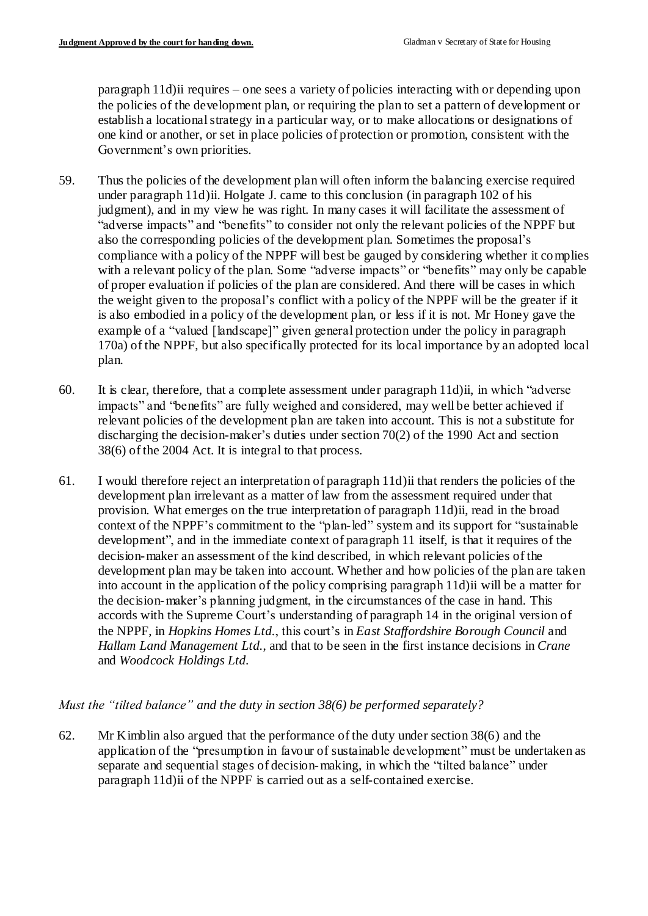paragraph 11d)ii requires – one sees a variety of policies interacting with or depending upon the policies of the development plan, or requiring the plan to set a pattern of development or establish a locational strategy in a particular way, or to make allocations or designations of one kind or another, or set in place policies of protection or promotion, consistent with the Government's own priorities.

59. Thus the policies of the development plan will often inform the balancing exercise required under paragraph 11d)ii. Holgate J. came to this conclusion (in paragraph 102 of his judgment), and in my view he was right. In many cases it will facilitate the assessment of "adverse impacts" and "benefits" to consider not only the relevant policies of the NPPF but also the corresponding policies of the development plan. Sometimes the proposal's compliance with a policy of the NPPF will best be gauged by considering whether it complies with a relevant policy of the plan. Some "adverse impacts" or "benefits" may only be capable of proper evaluation if policies of the plan are considered. And there will be cases in which the weight given to the proposal's conflict with a policy of the NPPF will be the greater if it is also embodied in a policy of the development plan, or less if it is not. Mr Honey gave the example of a "valued [landscape]" given general protection under the policy in paragraph 170a) of the NPPF, but also specifically protected for its local importance by an adopted local plan.

60. It is clear, therefore, that a complete assessment under paragraph 11d)ii, in which "adverse impacts" and "benefits" are fully weighed and considered, may well be better achieved if relevant policies of the development plan are taken into account. This is not a substitute for discharging the decision-maker's duties under section 70(2) of the 1990 Act and section 38(6) of the 2004 Act. It is integral to that process.

61. I would therefore reject an interpretation of paragraph 11d)ii that renders the policies of the development plan irrelevant as a matter of law from the assessment required under that provision. What emerges on the true interpretation of paragraph 11d)ii, read in the broad context of the NPPF's commitment to the "plan-led" system and its support for "sustainable development", and in the immediate context of paragraph 11 itself, is that it requires of the decision-maker an assessment of the kind described, in which relevant policies of the development plan may be taken into account. Whether and how policies of the plan are taken into account in the application of the policy comprising paragraph 11d)ii will be a matter for the decision-maker's planning judgment, in the circumstances of the case in hand. This accords with the Supreme Court's understanding of paragraph 14 in the original version of the NPPF, in *Hopkins Homes Ltd.*, this court's in *East Staffordshire Borough Council* and *Hallam Land Management Ltd.*, and that to be seen in the first instance decisions in *Crane* and *Woodcock Holdings Ltd.*

*Must the "tilted balance" and the duty in section 38(6) be performed separately?*

62. Mr Kimblin also argued that the performance of the duty under section 38(6) and the application of the "presumption in favour of sustainable development" must be undertaken as separate and sequential stages of decision-making, in which the "tilted balance" under paragraph 11d)ii of the NPPF is carried out as a self-contained exercise.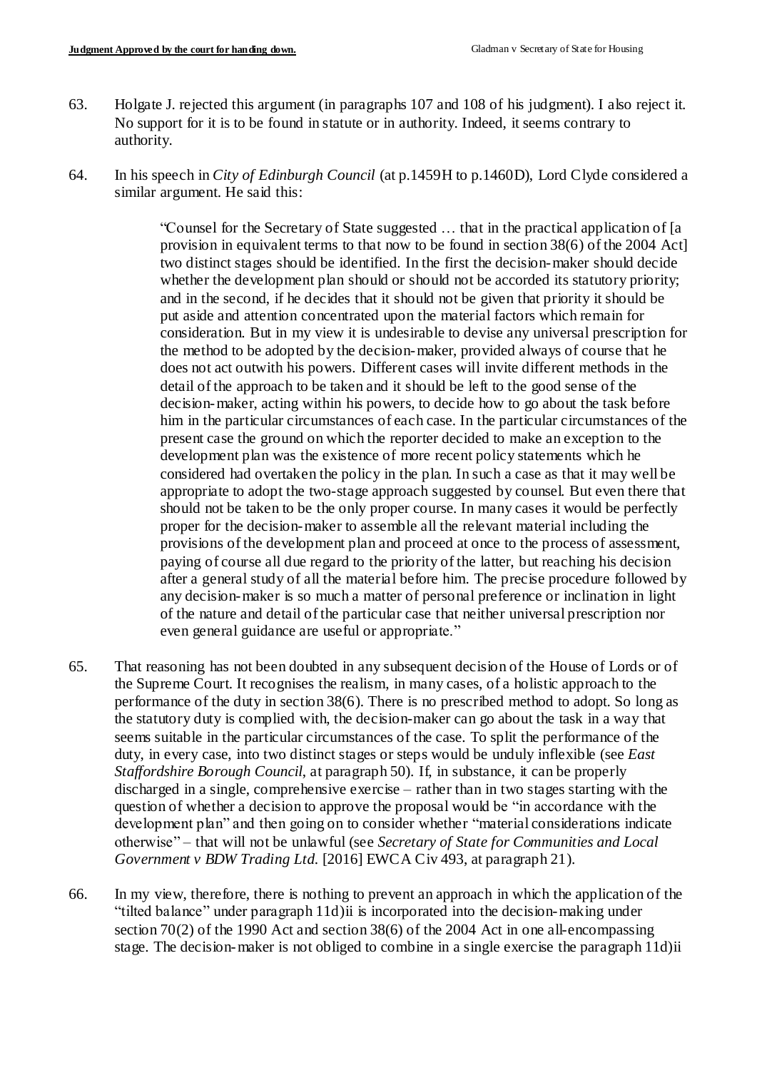63. Holgate J. rejected this argument (in paragraphs 107 and 108 of his judgment). I also reject it. No support for it is to be found in statute or in authority. Indeed, it seems contrary to authority.

64. In his speech in *City of Edinburgh Council* (at p.1459H to p.1460D), Lord Clyde considered a similar argument. He said this:

> "Counsel for the Secretary of State suggested … that in the practical application of [a provision in equivalent terms to that now to be found in section 38(6) of the 2004 Act] two distinct stages should be identified. In the first the decision-maker should decide whether the development plan should or should not be accorded its statutory priority; and in the second, if he decides that it should not be given that priority it should be put aside and attention concentrated upon the material factors which remain for consideration. But in my view it is undesirable to devise any universal prescription for the method to be adopted by the decision-maker, provided always of course that he does not act outwith his powers. Different cases will invite different methods in the detail of the approach to be taken and it should be left to the good sense of the decision-maker, acting within his powers, to decide how to go about the task before him in the particular circumstances of each case. In the particular circumstances of the present case the ground on which the reporter decided to make an exception to the development plan was the existence of more recent policy statements which he considered had overtaken the policy in the plan. In such a case as that it may well be appropriate to adopt the two-stage approach suggested by counsel. But even there that should not be taken to be the only proper course. In many cases it would be perfectly proper for the decision-maker to assemble all the relevant material including the provisions of the development plan and proceed at once to the process of assessment, paying of course all due regard to the priority of the latter, but reaching his decision after a general study of all the material before him. The precise procedure followed by any decision-maker is so much a matter of personal preference or inclination in light of the nature and detail of the particular case that neither universal prescription nor even general guidance are useful or appropriate."

65. That reasoning has not been doubted in any subsequent decision of the House of Lords or of the Supreme Court. It recognises the realism, in many cases, of a holistic approach to the performance of the duty in section 38(6). There is no prescribed method to adopt. So long as the statutory duty is complied with, the decision-maker can go about the task in a way that seems suitable in the particular circumstances of the case. To split the performance of the duty, in every case, into two distinct stages or steps would be unduly inflexible (see *East Staffordshire Borough Council*, at paragraph 50). If, in substance, it can be properly discharged in a single, comprehensive exercise – rather than in two stages starting with the question of whether a decision to approve the proposal would be "in accordance with the development plan" and then going on to consider whether "material considerations indicate otherwise" – that will not be unlawful (see *Secretary of State for Communities and Local Government v BDW Trading Ltd.* [2016] EWCA Civ 493, at paragraph 21).

66. In my view, therefore, there is nothing to prevent an approach in which the application of the "tilted balance" under paragraph 11d)ii is incorporated into the decision-making under section 70(2) of the 1990 Act and section 38(6) of the 2004 Act in one all-encompassing stage. The decision-maker is not obliged to combine in a single exercise the paragraph 11d)ii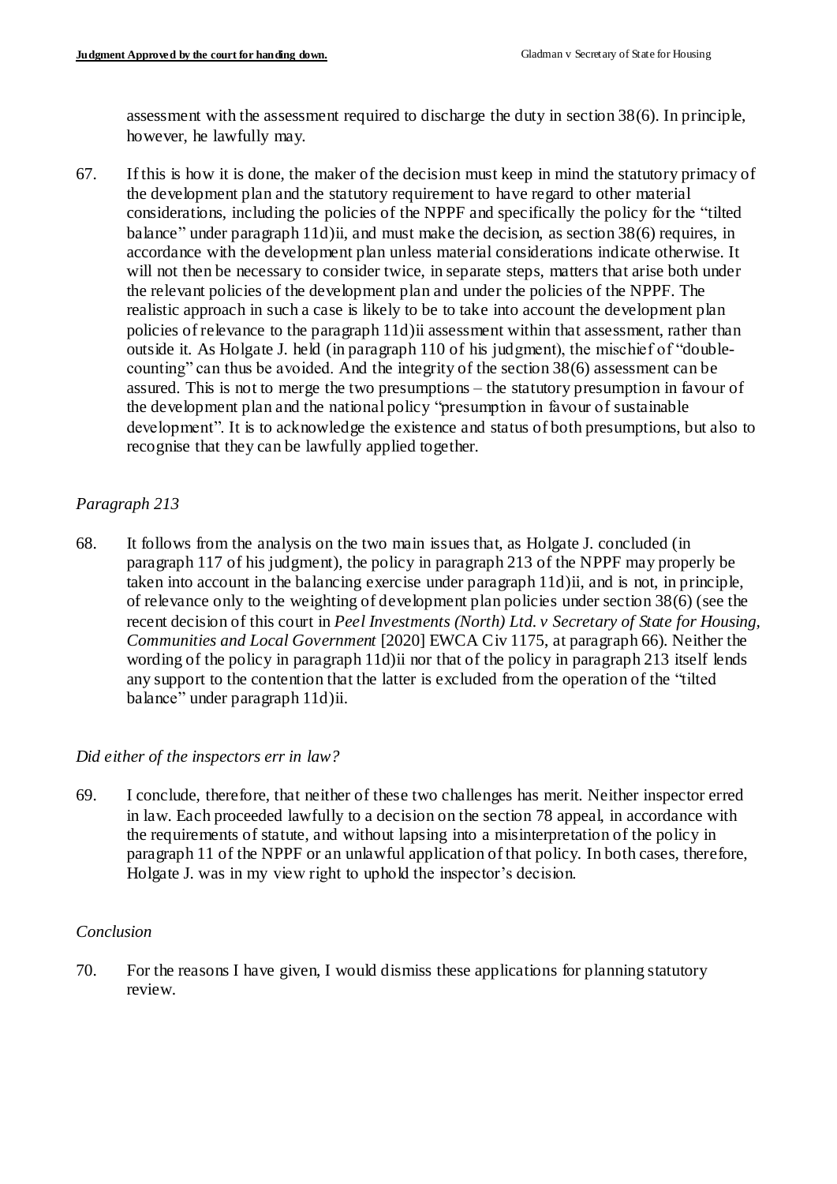assessment with the assessment required to discharge the duty in section 38(6). In principle, however, he lawfully may.

67. If this is how it is done, the maker of the decision must keep in mind the statutory primacy of the development plan and the statutory requirement to have regard to other material considerations, including the policies of the NPPF and specifically the policy for the "tilted balance" under paragraph 11d)ii, and must make the decision, as section 38(6) requires, in accordance with the development plan unless material considerations indicate otherwise. It will not then be necessary to consider twice, in separate steps, matters that arise both under the relevant policies of the development plan and under the policies of the NPPF. The realistic approach in such a case is likely to be to take into account the development plan policies of relevance to the paragraph 11d)ii assessment within that assessment, rather than outside it. As Holgate J. held (in paragraph 110 of his judgment), the mischief of "double-counting" can thus be avoided. And the integrity of the section 38(6) assessment can be assured. This is not to merge the two presumptions – the statutory presumption in favour of the development plan and the national policy "presumption in favour of sustainable development". It is to acknowledge the existence and status of both presumptions, but also to recognise that they can be lawfully applied together.

*Paragraph 213*

68. It follows from the analysis on the two main issues that, as Holgate J. concluded (in paragraph 117 of his judgment), the policy in paragraph 213 of the NPPF may properly be taken into account in the balancing exercise under paragraph 11d)ii, and is not, in principle, of relevance only to the weighting of development plan policies under section 38(6) (see the recent decision of this court in *Peel Investments (North) Ltd. v Secretary of State for Housing, Communities and Local Government* [2020] EWCA Civ 1175, at paragraph 66). Neither the wording of the policy in paragraph 11d)ii nor that of the policy in paragraph 213 itself lends any support to the contention that the latter is excluded from the operation of the "tilted balance" under paragraph 11d)ii.

*Did either of the inspectors err in law?*

69. I conclude, therefore, that neither of these two challenges has merit. Neither inspector erred in law. Each proceeded lawfully to a decision on the section 78 appeal, in accordance with the requirements of statute, and without lapsing into a misinterpretation of the policy in paragraph 11 of the NPPF or an unlawful application of that policy. In both cases, therefore, Holgate J. was in my view right to uphold the inspector's decision.

*Conclusion*

70. For the reasons I have given, I would dismiss these applications for planning statutory review.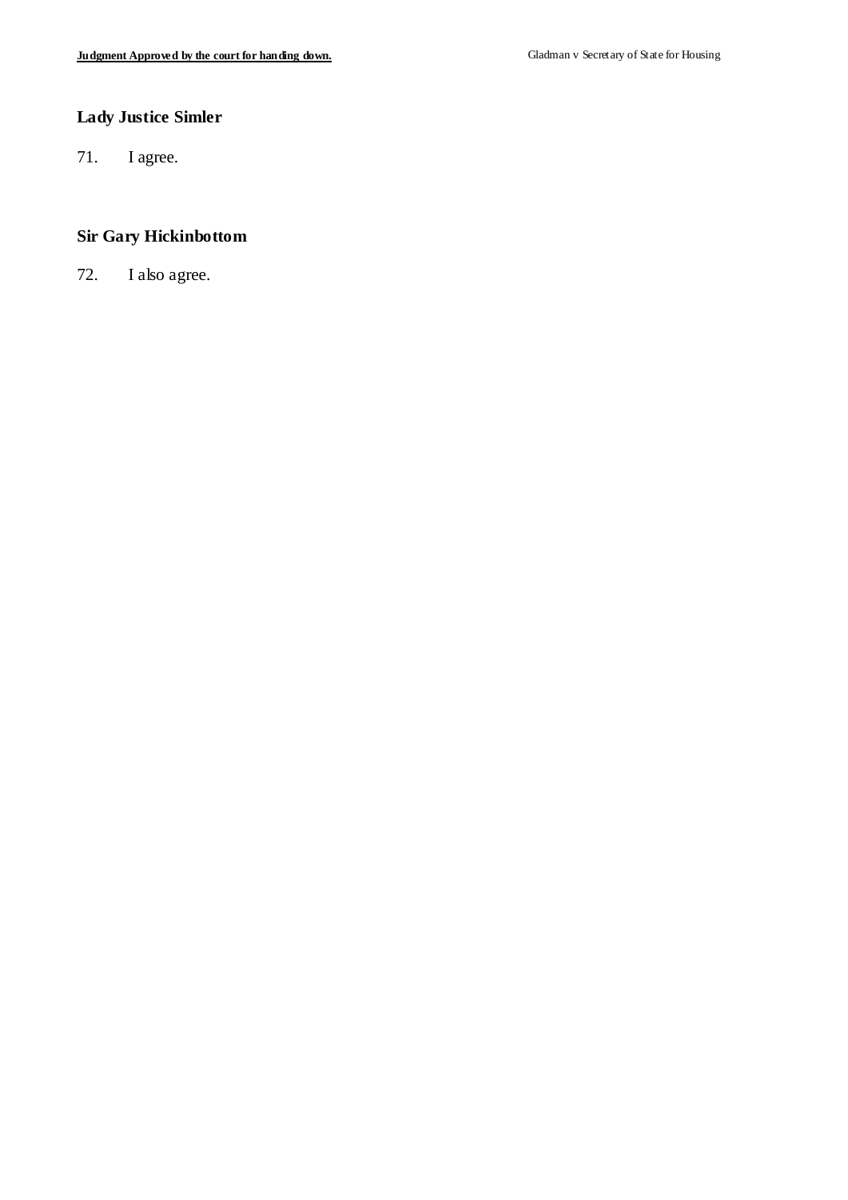**Lady Justice Simler**

71. I agree.

**Sir Gary Hickinbottom**

72. I also agree.